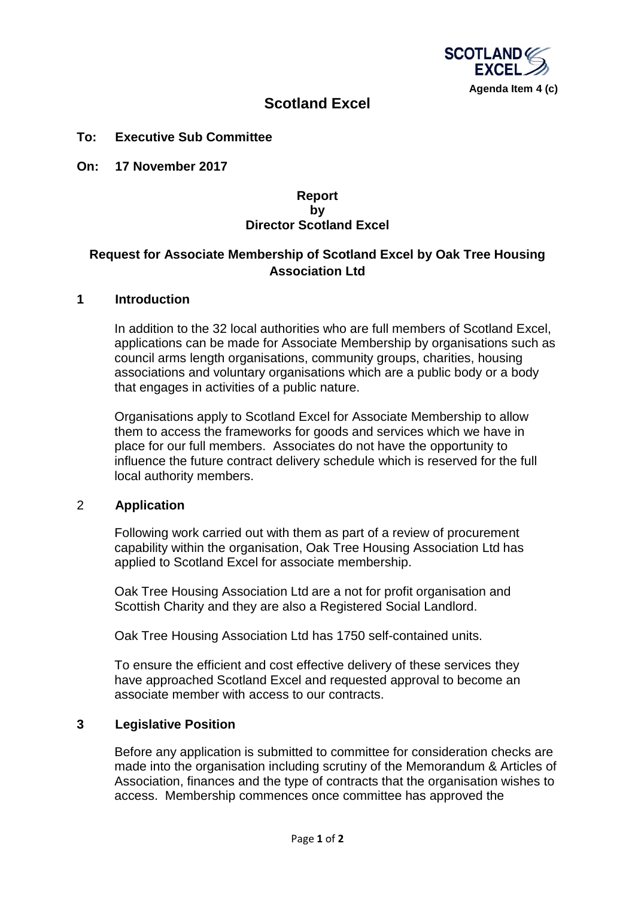Agenda Item 4 (c)

# Scotland Excel

**To: Executive Sub Committee**

**On: 17 November 2017**

**Report**
**by**
**Director Scotland Excel**

## Request for Associate Membership of Scotland Excel by Oak Tree Housing Association Ltd

### 1 Introduction

In addition to the 32 local authorities who are full members of Scotland Excel, applications can be made for Associate Membership by organisations such as council arms length organisations, community groups, charities, housing associations and voluntary organisations which are a public body or a body that engages in activities of a public nature.

Organisations apply to Scotland Excel for Associate Membership to allow them to access the frameworks for goods and services which we have in place for our full members. Associates do not have the opportunity to influence the future contract delivery schedule which is reserved for the full local authority members.

### 2 Application

Following work carried out with them as part of a review of procurement capability within the organisation, Oak Tree Housing Association Ltd has applied to Scotland Excel for associate membership.

Oak Tree Housing Association Ltd are a not for profit organisation and Scottish Charity and they are also a Registered Social Landlord.

Oak Tree Housing Association Ltd has 1750 self-contained units.

To ensure the efficient and cost effective delivery of these services they have approached Scotland Excel and requested approval to become an associate member with access to our contracts.

### 3 Legislative Position

Before any application is submitted to committee for consideration checks are made into the organisation including scrutiny of the Memorandum & Articles of Association, finances and the type of contracts that the organisation wishes to access. Membership commences once committee has approved the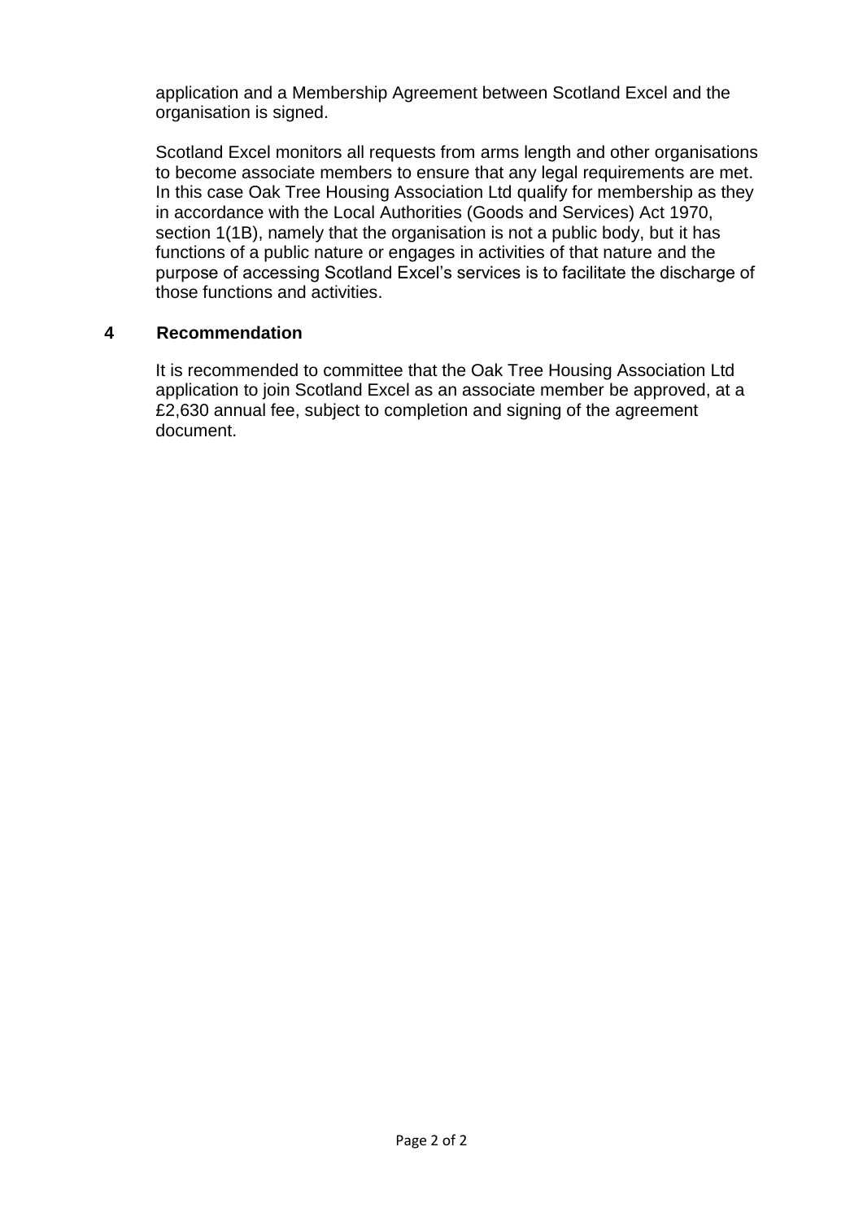application and a Membership Agreement between Scotland Excel and the organisation is signed.

Scotland Excel monitors all requests from arms length and other organisations to become associate members to ensure that any legal requirements are met. In this case Oak Tree Housing Association Ltd qualify for membership as they in accordance with the Local Authorities (Goods and Services) Act 1970, section 1(1B), namely that the organisation is not a public body, but it has functions of a public nature or engages in activities of that nature and the purpose of accessing Scotland Excel's services is to facilitate the discharge of those functions and activities.

## 4 Recommendation

It is recommended to committee that the Oak Tree Housing Association Ltd application to join Scotland Excel as an associate member be approved, at a £2,630 annual fee, subject to completion and signing of the agreement document.